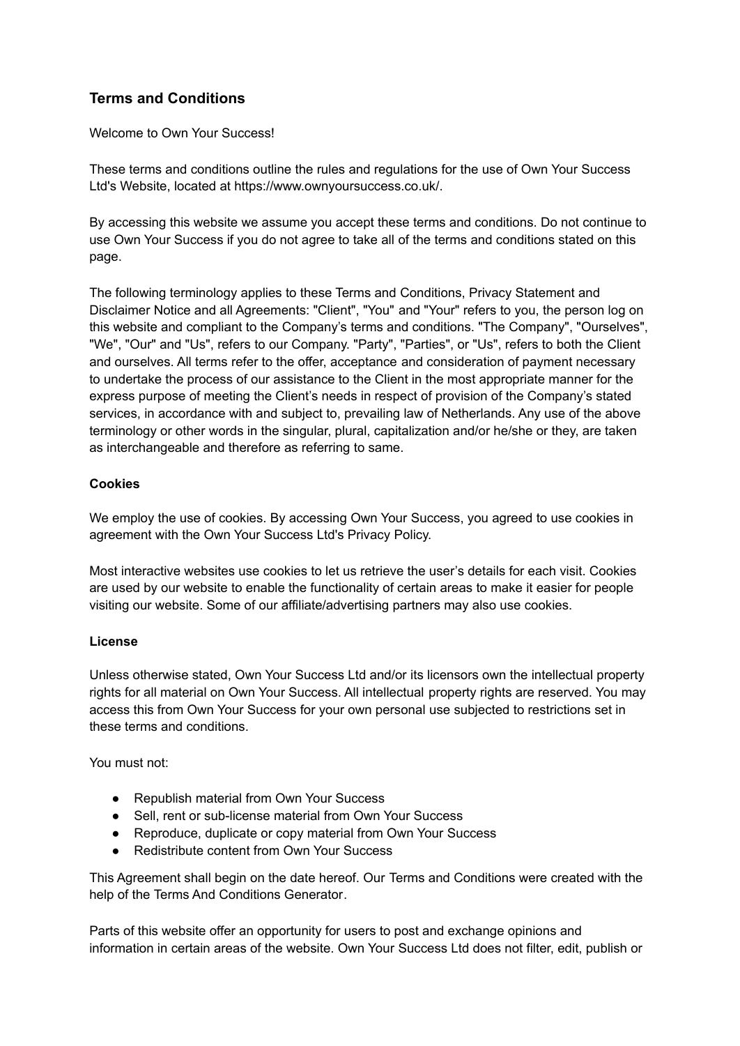## Terms and Conditions

Welcome to Own Your Success!

These terms and conditions outline the rules and regulations for the use of Own Your Success Ltd's Website, located at https://www.ownyoursuccess.co.uk/.

By accessing this website we assume you accept these terms and conditions. Do not continue to use Own Your Success if you do not agree to take all of the terms and conditions stated on this page.

The following terminology applies to these Terms and Conditions, Privacy Statement and Disclaimer Notice and all Agreements: "Client", "You" and "Your" refers to you, the person log on this website and compliant to the Company's terms and conditions. "The Company", "Ourselves", "We", "Our" and "Us", refers to our Company. "Party", "Parties", or "Us", refers to both the Client and ourselves. All terms refer to the offer, acceptance and consideration of payment necessary to undertake the process of our assistance to the Client in the most appropriate manner for the express purpose of meeting the Client's needs in respect of provision of the Company's stated services, in accordance with and subject to, prevailing law of Netherlands. Any use of the above terminology or other words in the singular, plural, capitalization and/or he/she or they, are taken as interchangeable and therefore as referring to same.

**Cookies**

We employ the use of cookies. By accessing Own Your Success, you agreed to use cookies in agreement with the Own Your Success Ltd's Privacy Policy.

Most interactive websites use cookies to let us retrieve the user's details for each visit. Cookies are used by our website to enable the functionality of certain areas to make it easier for people visiting our website. Some of our affiliate/advertising partners may also use cookies.

**License**

Unless otherwise stated, Own Your Success Ltd and/or its licensors own the intellectual property rights for all material on Own Your Success. All intellectual property rights are reserved. You may access this from Own Your Success for your own personal use subjected to restrictions set in these terms and conditions.

You must not:

- Republish material from Own Your Success
- Sell, rent or sub-license material from Own Your Success
- Reproduce, duplicate or copy material from Own Your Success
- Redistribute content from Own Your Success

This Agreement shall begin on the date hereof. Our Terms and Conditions were created with the help of the Terms And Conditions Generator.

Parts of this website offer an opportunity for users to post and exchange opinions and information in certain areas of the website. Own Your Success Ltd does not filter, edit, publish or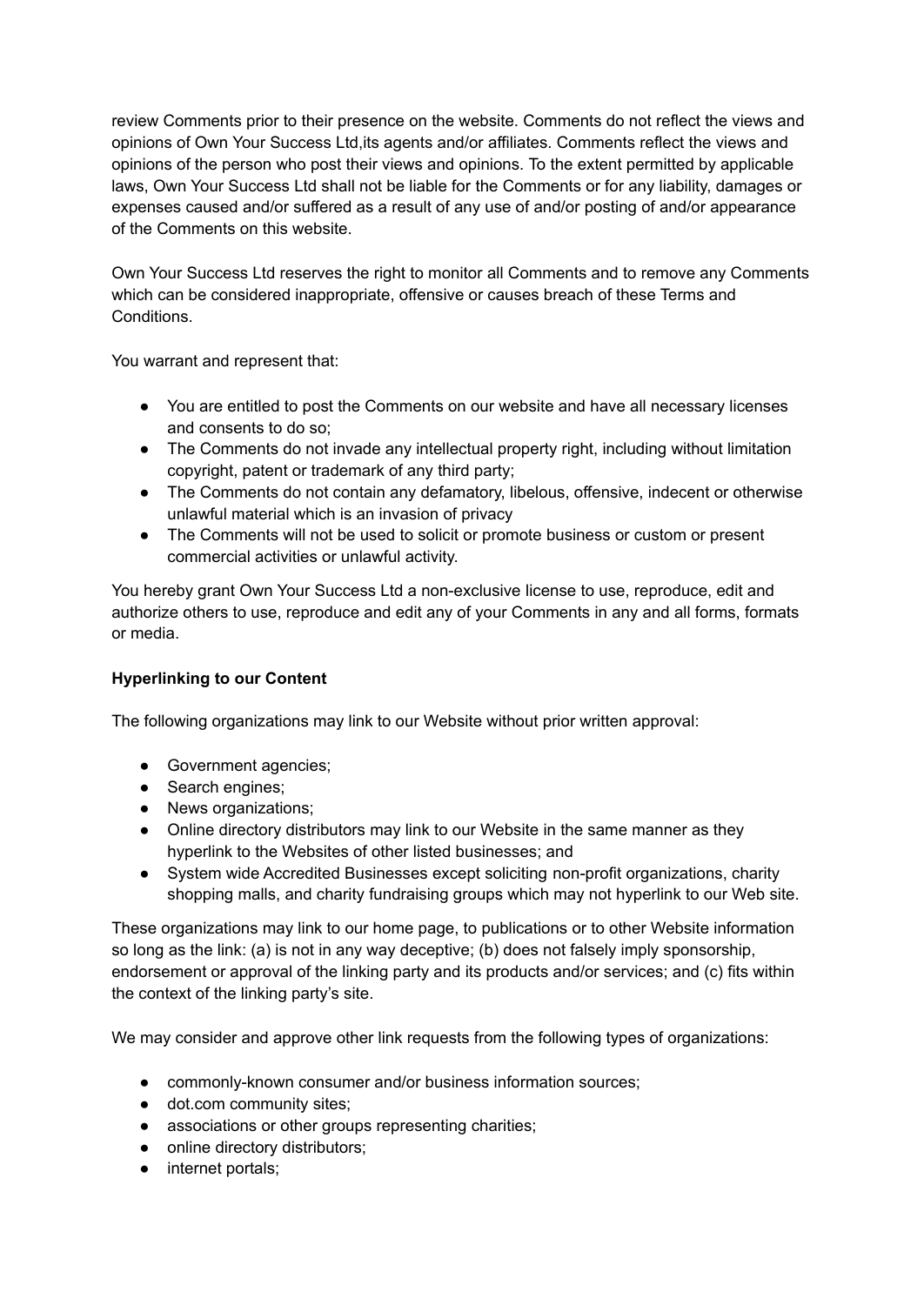review Comments prior to their presence on the website. Comments do not reflect the views and opinions of Own Your Success Ltd,its agents and/or affiliates. Comments reflect the views and opinions of the person who post their views and opinions. To the extent permitted by applicable laws, Own Your Success Ltd shall not be liable for the Comments or for any liability, damages or expenses caused and/or suffered as a result of any use of and/or posting of and/or appearance of the Comments on this website.

Own Your Success Ltd reserves the right to monitor all Comments and to remove any Comments which can be considered inappropriate, offensive or causes breach of these Terms and Conditions.

You warrant and represent that:

- You are entitled to post the Comments on our website and have all necessary licenses and consents to do so;
- The Comments do not invade any intellectual property right, including without limitation copyright, patent or trademark of any third party;
- The Comments do not contain any defamatory, libelous, offensive, indecent or otherwise unlawful material which is an invasion of privacy
- The Comments will not be used to solicit or promote business or custom or present commercial activities or unlawful activity.

You hereby grant Own Your Success Ltd a non-exclusive license to use, reproduce, edit and authorize others to use, reproduce and edit any of your Comments in any and all forms, formats or media.

**Hyperlinking to our Content**

The following organizations may link to our Website without prior written approval:

- Government agencies;
- Search engines;
- News organizations;
- Online directory distributors may link to our Website in the same manner as they hyperlink to the Websites of other listed businesses; and
- System wide Accredited Businesses except soliciting non-profit organizations, charity shopping malls, and charity fundraising groups which may not hyperlink to our Web site.

These organizations may link to our home page, to publications or to other Website information so long as the link: (a) is not in any way deceptive; (b) does not falsely imply sponsorship, endorsement or approval of the linking party and its products and/or services; and (c) fits within the context of the linking party's site.

We may consider and approve other link requests from the following types of organizations:

- commonly-known consumer and/or business information sources;
- dot.com community sites;
- associations or other groups representing charities;
- online directory distributors;
- internet portals;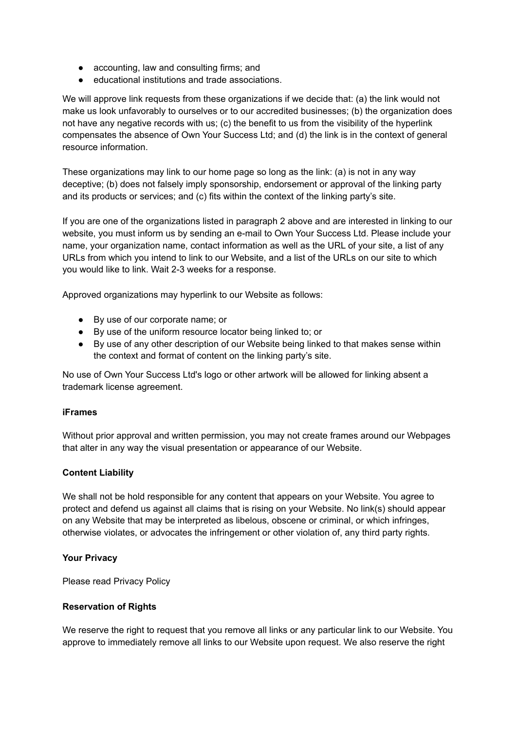- accounting, law and consulting firms; and
- educational institutions and trade associations.

We will approve link requests from these organizations if we decide that: (a) the link would not make us look unfavorably to ourselves or to our accredited businesses; (b) the organization does not have any negative records with us; (c) the benefit to us from the visibility of the hyperlink compensates the absence of Own Your Success Ltd; and (d) the link is in the context of general resource information.

These organizations may link to our home page so long as the link: (a) is not in any way deceptive; (b) does not falsely imply sponsorship, endorsement or approval of the linking party and its products or services; and (c) fits within the context of the linking party's site.

If you are one of the organizations listed in paragraph 2 above and are interested in linking to our website, you must inform us by sending an e-mail to Own Your Success Ltd. Please include your name, your organization name, contact information as well as the URL of your site, a list of any URLs from which you intend to link to our Website, and a list of the URLs on our site to which you would like to link. Wait 2-3 weeks for a response.

Approved organizations may hyperlink to our Website as follows:

- By use of our corporate name; or
- By use of the uniform resource locator being linked to; or
- By use of any other description of our Website being linked to that makes sense within the context and format of content on the linking party's site.

No use of Own Your Success Ltd's logo or other artwork will be allowed for linking absent a trademark license agreement.

**iFrames**

Without prior approval and written permission, you may not create frames around our Webpages that alter in any way the visual presentation or appearance of our Website.

**Content Liability**

We shall not be hold responsible for any content that appears on your Website. You agree to protect and defend us against all claims that is rising on your Website. No link(s) should appear on any Website that may be interpreted as libelous, obscene or criminal, or which infringes, otherwise violates, or advocates the infringement or other violation of, any third party rights.

**Your Privacy**

Please read Privacy Policy

**Reservation of Rights**

We reserve the right to request that you remove all links or any particular link to our Website. You approve to immediately remove all links to our Website upon request. We also reserve the right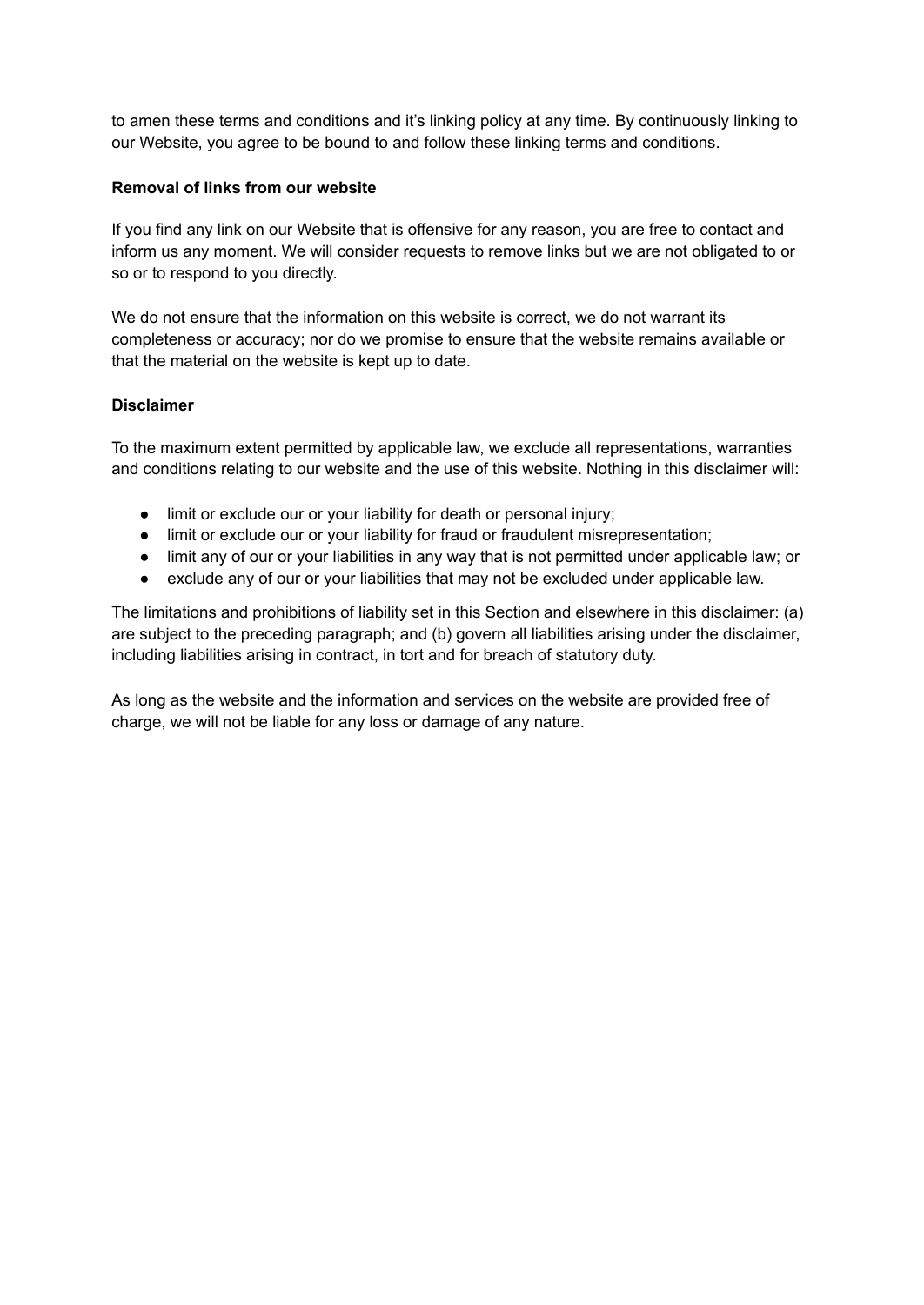to amen these terms and conditions and it's linking policy at any time. By continuously linking to our Website, you agree to be bound to and follow these linking terms and conditions.

**Removal of links from our website**

If you find any link on our Website that is offensive for any reason, you are free to contact and inform us any moment. We will consider requests to remove links but we are not obligated to or so or to respond to you directly.

We do not ensure that the information on this website is correct, we do not warrant its completeness or accuracy; nor do we promise to ensure that the website remains available or that the material on the website is kept up to date.

**Disclaimer**

To the maximum extent permitted by applicable law, we exclude all representations, warranties and conditions relating to our website and the use of this website. Nothing in this disclaimer will:

- limit or exclude our or your liability for death or personal injury;
- limit or exclude our or your liability for fraud or fraudulent misrepresentation;
- limit any of our or your liabilities in any way that is not permitted under applicable law; or
- exclude any of our or your liabilities that may not be excluded under applicable law.

The limitations and prohibitions of liability set in this Section and elsewhere in this disclaimer: (a) are subject to the preceding paragraph; and (b) govern all liabilities arising under the disclaimer, including liabilities arising in contract, in tort and for breach of statutory duty.

As long as the website and the information and services on the website are provided free of charge, we will not be liable for any loss or damage of any nature.